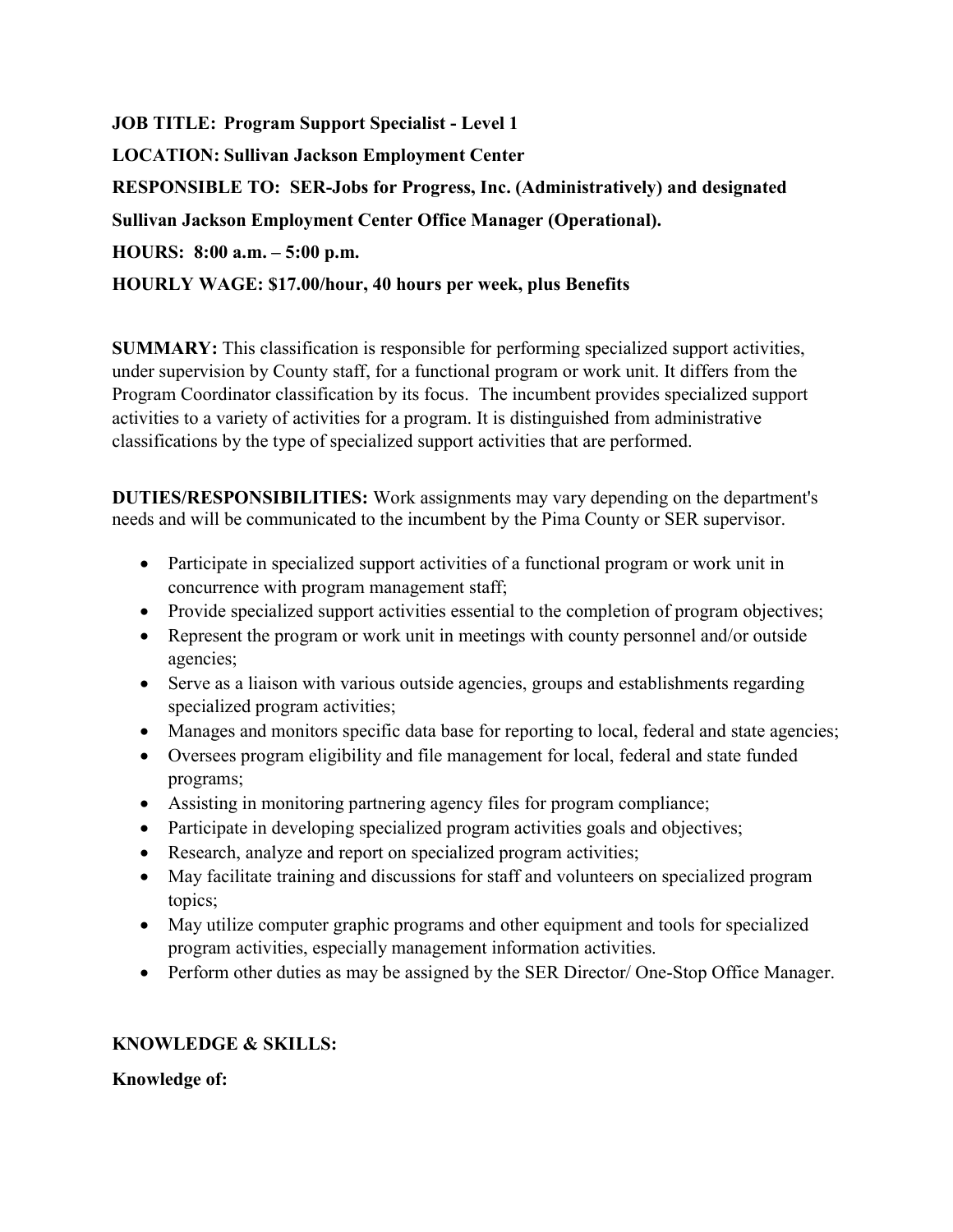**JOB TITLE: Program Support Specialist - Level 1**

**LOCATION: Sullivan Jackson Employment Center**

**RESPONSIBLE TO: SER-Jobs for Progress, Inc. (Administratively) and designated Sullivan Jackson Employment Center Office Manager (Operational).**

**HOURS: 8:00 a.m. – 5:00 p.m.**

**HOURLY WAGE: $17.00/hour, 40 hours per week, plus Benefits**

**SUMMARY:** This classification is responsible for performing specialized support activities, under supervision by County staff, for a functional program or work unit. It differs from the Program Coordinator classification by its focus. The incumbent provides specialized support activities to a variety of activities for a program. It is distinguished from administrative classifications by the type of specialized support activities that are performed.

**DUTIES/RESPONSIBILITIES:** Work assignments may vary depending on the department's needs and will be communicated to the incumbent by the Pima County or SER supervisor.

- Participate in specialized support activities of a functional program or work unit in concurrence with program management staff;
- Provide specialized support activities essential to the completion of program objectives;
- Represent the program or work unit in meetings with county personnel and/or outside agencies;
- Serve as a liaison with various outside agencies, groups and establishments regarding specialized program activities;
- Manages and monitors specific data base for reporting to local, federal and state agencies;
- Oversees program eligibility and file management for local, federal and state funded programs;
- Assisting in monitoring partnering agency files for program compliance;
- Participate in developing specialized program activities goals and objectives;
- Research, analyze and report on specialized program activities;
- May facilitate training and discussions for staff and volunteers on specialized program topics;
- May utilize computer graphic programs and other equipment and tools for specialized program activities, especially management information activities.
- Perform other duties as may be assigned by the SER Director/ One-Stop Office Manager.

**KNOWLEDGE & SKILLS:**

**Knowledge of:**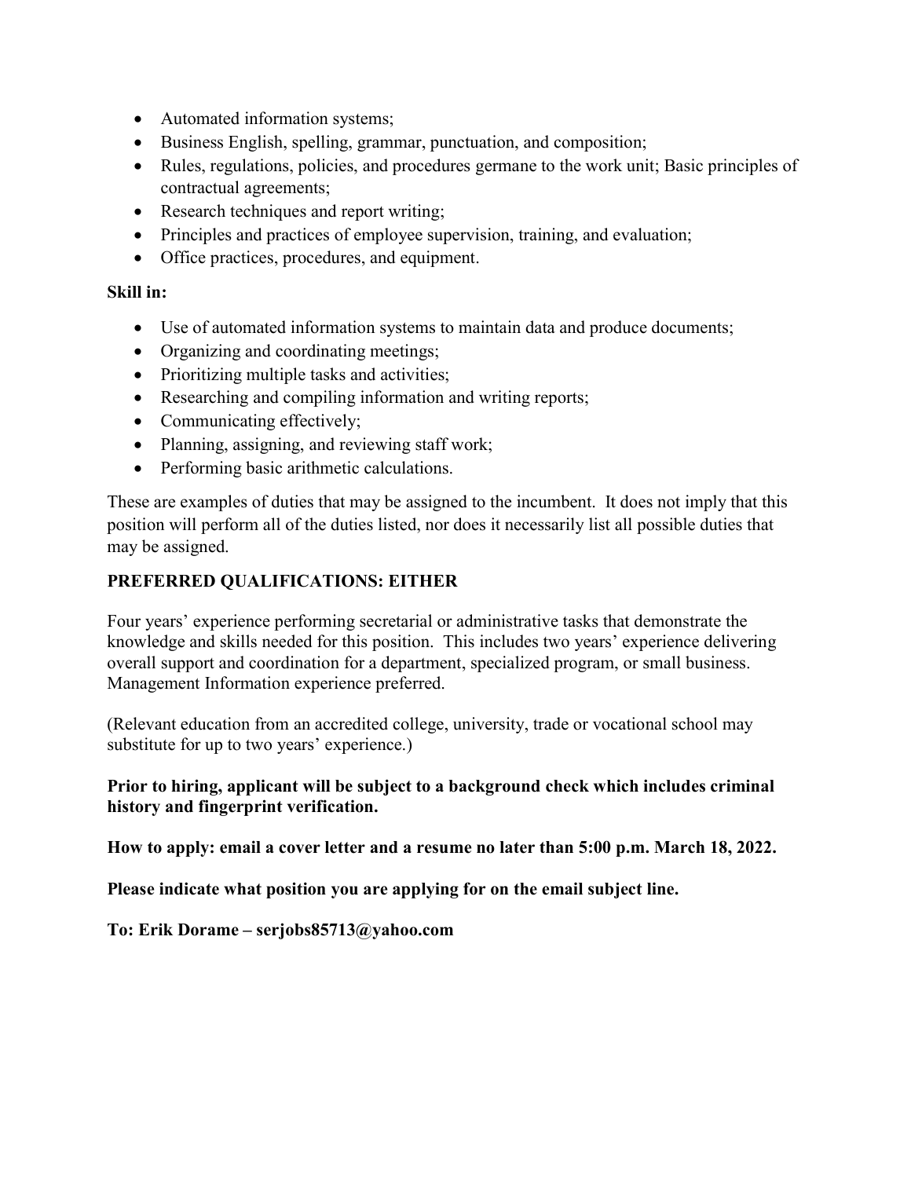- Automated information systems;
- Business English, spelling, grammar, punctuation, and composition;
- Rules, regulations, policies, and procedures germane to the work unit; Basic principles of contractual agreements;
- Research techniques and report writing;
- Principles and practices of employee supervision, training, and evaluation;
- Office practices, procedures, and equipment.

**Skill in:**

- Use of automated information systems to maintain data and produce documents;
- Organizing and coordinating meetings;
- Prioritizing multiple tasks and activities;
- Researching and compiling information and writing reports;
- Communicating effectively;
- Planning, assigning, and reviewing staff work;
- Performing basic arithmetic calculations.

These are examples of duties that may be assigned to the incumbent. It does not imply that this position will perform all of the duties listed, nor does it necessarily list all possible duties that may be assigned.

**PREFERRED QUALIFICATIONS: EITHER**

Four years' experience performing secretarial or administrative tasks that demonstrate the knowledge and skills needed for this position. This includes two years' experience delivering overall support and coordination for a department, specialized program, or small business. Management Information experience preferred.

(Relevant education from an accredited college, university, trade or vocational school may substitute for up to two years' experience.)

**Prior to hiring, applicant will be subject to a background check which includes criminal history and fingerprint verification.**

**How to apply: email a cover letter and a resume no later than 5:00 p.m. March 18, 2022.**

**Please indicate what position you are applying for on the email subject line.**

**To: Erik Dorame – serjobs85713@yahoo.com**